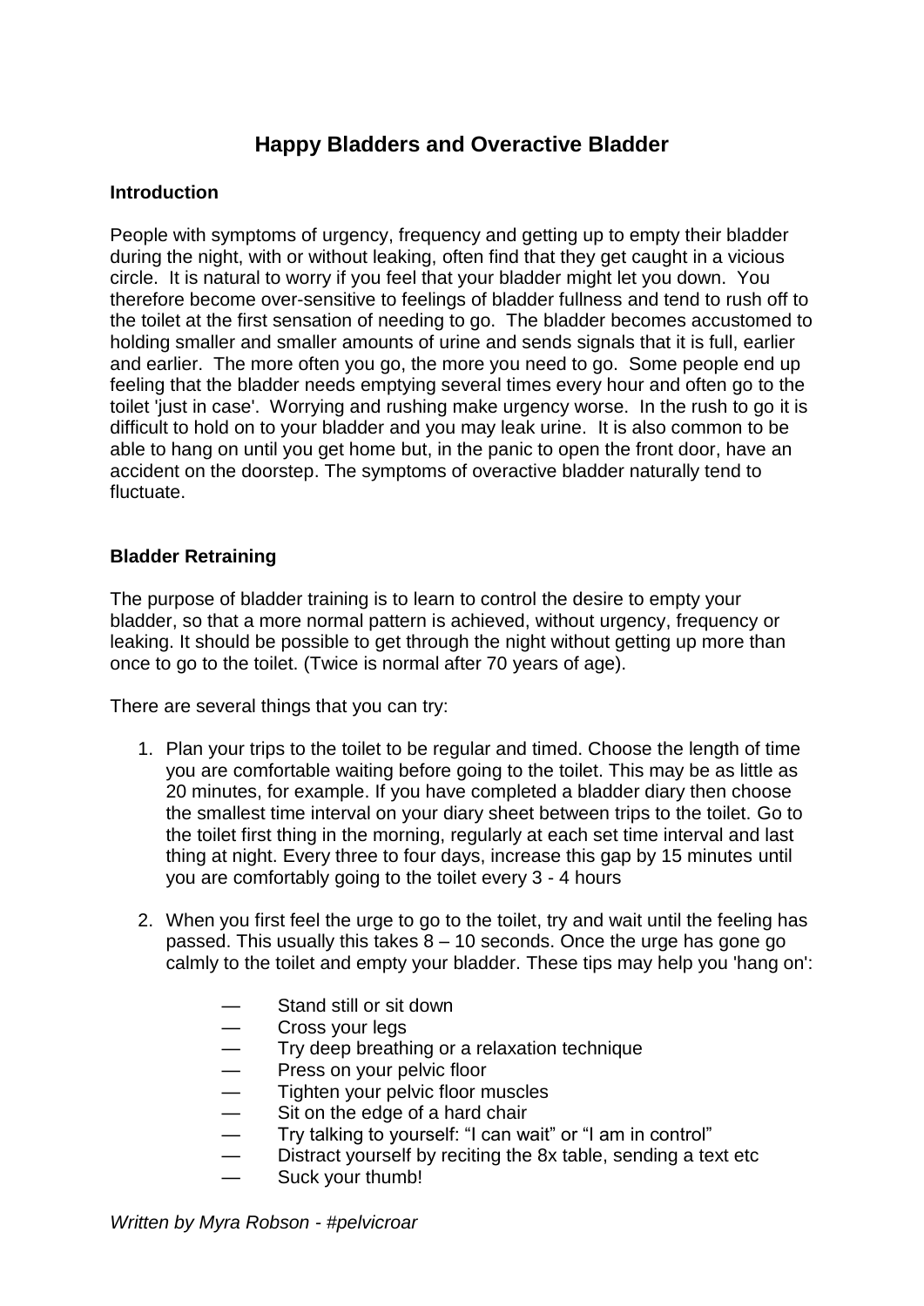# Happy Bladders and Overactive Bladder

**Introduction**

People with symptoms of urgency, frequency and getting up to empty their bladder during the night, with or without leaking, often find that they get caught in a vicious circle. It is natural to worry if you feel that your bladder might let you down. You therefore become over-sensitive to feelings of bladder fullness and tend to rush off to the toilet at the first sensation of needing to go. The bladder becomes accustomed to holding smaller and smaller amounts of urine and sends signals that it is full, earlier and earlier. The more often you go, the more you need to go. Some people end up feeling that the bladder needs emptying several times every hour and often go to the toilet 'just in case'. Worrying and rushing make urgency worse. In the rush to go it is difficult to hold on to your bladder and you may leak urine. It is also common to be able to hang on until you get home but, in the panic to open the front door, have an accident on the doorstep. The symptoms of overactive bladder naturally tend to fluctuate.

**Bladder Retraining**

The purpose of bladder training is to learn to control the desire to empty your bladder, so that a more normal pattern is achieved, without urgency, frequency or leaking. It should be possible to get through the night without getting up more than once to go to the toilet. (Twice is normal after 70 years of age).

There are several things that you can try:

1. Plan your trips to the toilet to be regular and timed. Choose the length of time you are comfortable waiting before going to the toilet. This may be as little as 20 minutes, for example. If you have completed a bladder diary then choose the smallest time interval on your diary sheet between trips to the toilet. Go to the toilet first thing in the morning, regularly at each set time interval and last thing at night. Every three to four days, increase this gap by 15 minutes until you are comfortably going to the toilet every 3 - 4 hours

2. When you first feel the urge to go to the toilet, try and wait until the feeling has passed. This usually this takes 8 – 10 seconds. Once the urge has gone go calmly to the toilet and empty your bladder. These tips may help you 'hang on':

   - Stand still or sit down
   - Cross your legs
   - Try deep breathing or a relaxation technique
   - Press on your pelvic floor
   - Tighten your pelvic floor muscles
   - Sit on the edge of a hard chair
   - Try talking to yourself: "I can wait" or "I am in control"
   - Distract yourself by reciting the 8x table, sending a text etc
   - Suck your thumb!

*Written by Myra Robson - #pelvicroar*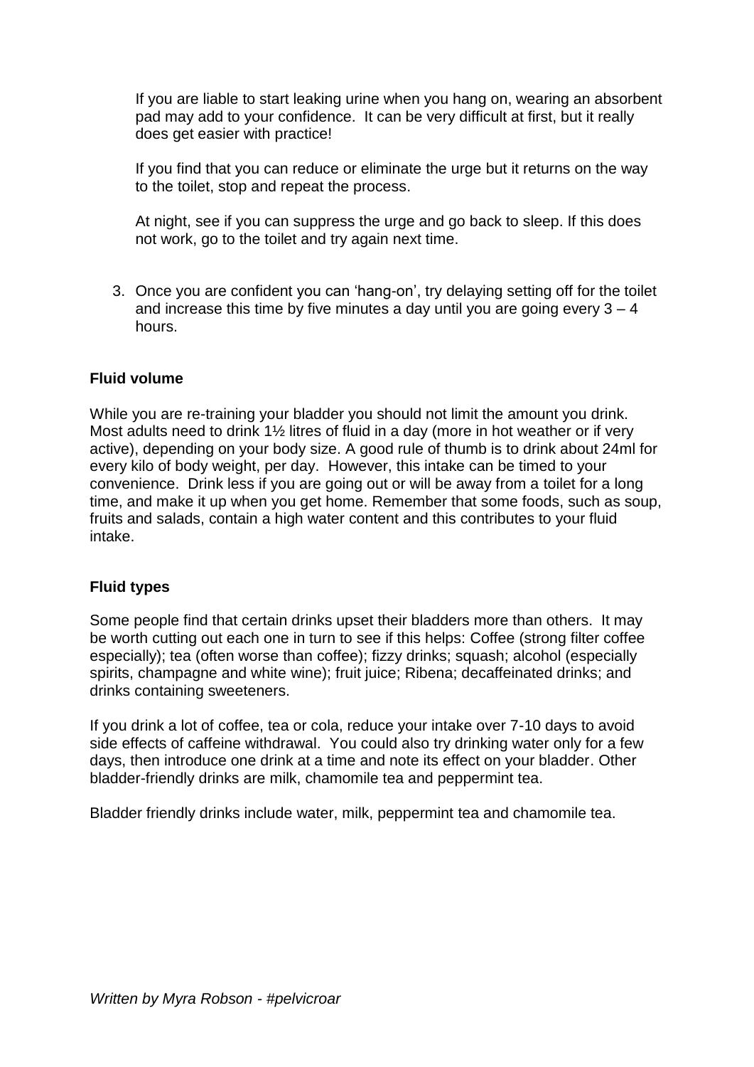If you are liable to start leaking urine when you hang on, wearing an absorbent pad may add to your confidence. It can be very difficult at first, but it really does get easier with practice!

If you find that you can reduce or eliminate the urge but it returns on the way to the toilet, stop and repeat the process.

At night, see if you can suppress the urge and go back to sleep. If this does not work, go to the toilet and try again next time.

3. Once you are confident you can 'hang-on', try delaying setting off for the toilet and increase this time by five minutes a day until you are going every 3 – 4 hours.

**Fluid volume**

While you are re-training your bladder you should not limit the amount you drink. Most adults need to drink 1½ litres of fluid in a day (more in hot weather or if very active), depending on your body size. A good rule of thumb is to drink about 24ml for every kilo of body weight, per day. However, this intake can be timed to your convenience. Drink less if you are going out or will be away from a toilet for a long time, and make it up when you get home. Remember that some foods, such as soup, fruits and salads, contain a high water content and this contributes to your fluid intake.

**Fluid types**

Some people find that certain drinks upset their bladders more than others. It may be worth cutting out each one in turn to see if this helps: Coffee (strong filter coffee especially); tea (often worse than coffee); fizzy drinks; squash; alcohol (especially spirits, champagne and white wine); fruit juice; Ribena; decaffeinated drinks; and drinks containing sweeteners.

If you drink a lot of coffee, tea or cola, reduce your intake over 7-10 days to avoid side effects of caffeine withdrawal. You could also try drinking water only for a few days, then introduce one drink at a time and note its effect on your bladder. Other bladder-friendly drinks are milk, chamomile tea and peppermint tea.

Bladder friendly drinks include water, milk, peppermint tea and chamomile tea.

*Written by Myra Robson - #pelvicroar*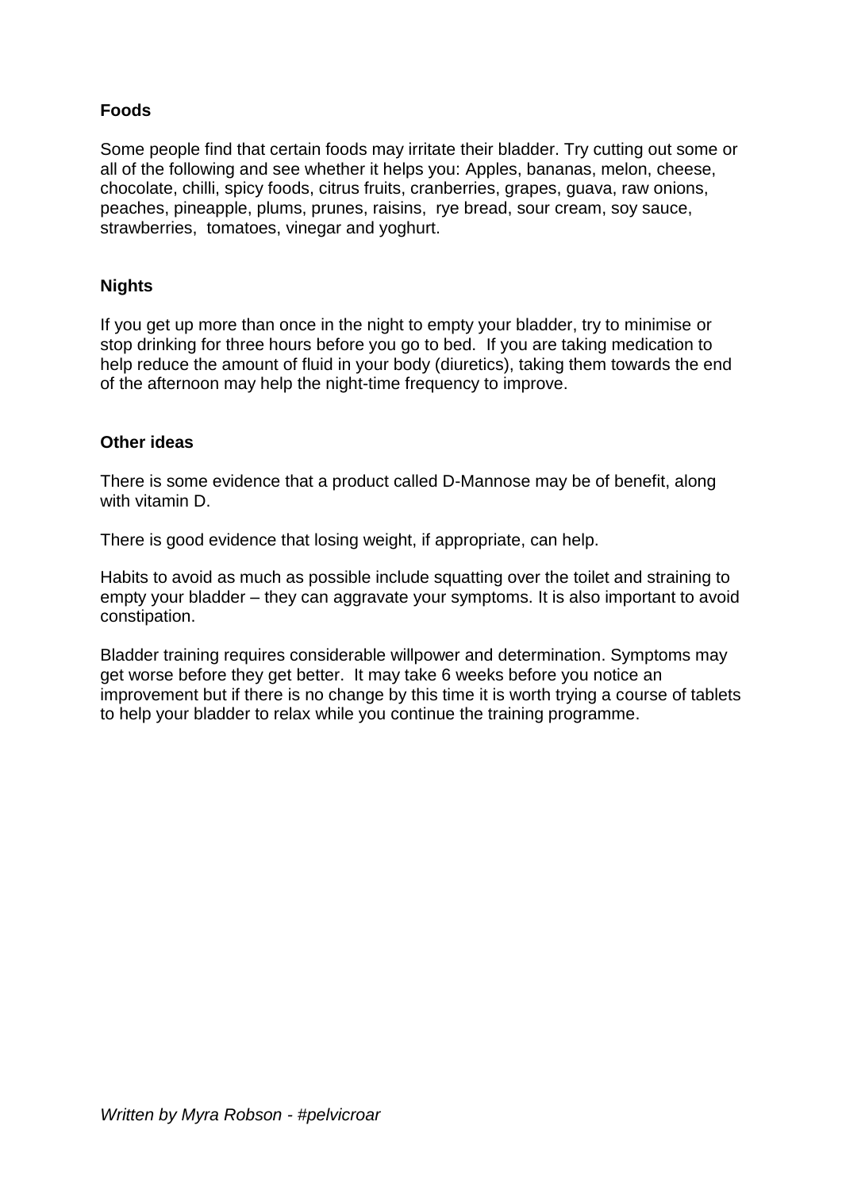**Foods**

Some people find that certain foods may irritate their bladder. Try cutting out some or all of the following and see whether it helps you: Apples, bananas, melon, cheese, chocolate, chilli, spicy foods, citrus fruits, cranberries, grapes, guava, raw onions, peaches, pineapple, plums, prunes, raisins, rye bread, sour cream, soy sauce, strawberries, tomatoes, vinegar and yoghurt.

**Nights**

If you get up more than once in the night to empty your bladder, try to minimise or stop drinking for three hours before you go to bed. If you are taking medication to help reduce the amount of fluid in your body (diuretics), taking them towards the end of the afternoon may help the night-time frequency to improve.

**Other ideas**

There is some evidence that a product called D-Mannose may be of benefit, along with vitamin D.

There is good evidence that losing weight, if appropriate, can help.

Habits to avoid as much as possible include squatting over the toilet and straining to empty your bladder – they can aggravate your symptoms. It is also important to avoid constipation.

Bladder training requires considerable willpower and determination. Symptoms may get worse before they get better. It may take 6 weeks before you notice an improvement but if there is no change by this time it is worth trying a course of tablets to help your bladder to relax while you continue the training programme.

*Written by Myra Robson - #pelvicroar*